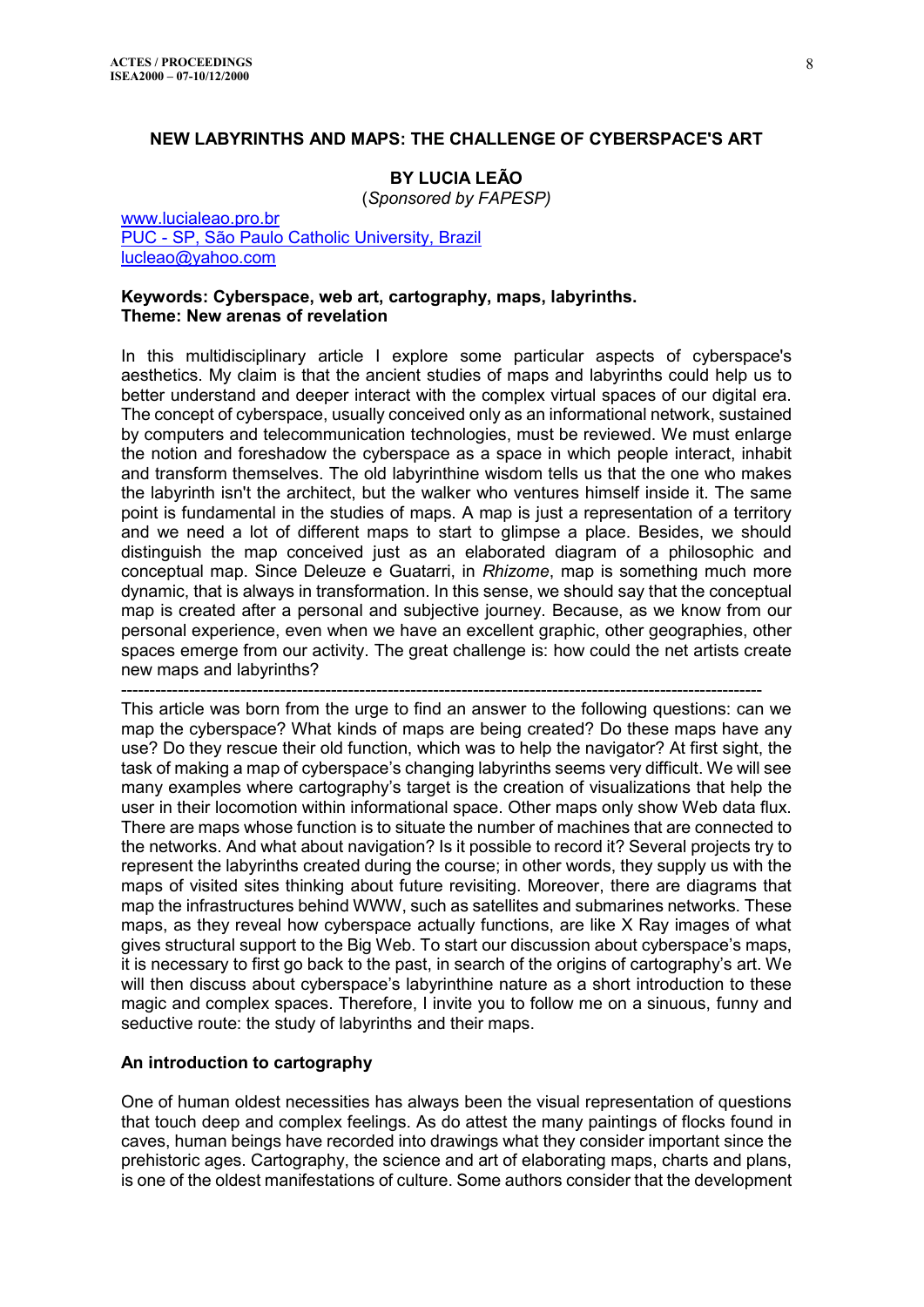## NEW LABYRINTHS AND MAPS: THE CHALLENGE OF CYBERSPACE'S ART

**BY LUCIA LEÃO**
(*Sponsored by FAPESP)*

www.lucialeao.pro.br
PUC - SP, São Paulo Catholic University, Brazil
lucleao@yahoo.com

**Keywords: Cyberspace, web art, cartography, maps, labyrinths.**
**Theme: New arenas of revelation**

In this multidisciplinary article I explore some particular aspects of cyberspace's aesthetics. My claim is that the ancient studies of maps and labyrinths could help us to better understand and deeper interact with the complex virtual spaces of our digital era. The concept of cyberspace, usually conceived only as an informational network, sustained by computers and telecommunication technologies, must be reviewed. We must enlarge the notion and foreshadow the cyberspace as a space in which people interact, inhabit and transform themselves. The old labyrinthine wisdom tells us that the one who makes the labyrinth isn't the architect, but the walker who ventures himself inside it. The same point is fundamental in the studies of maps. A map is just a representation of a territory and we need a lot of different maps to start to glimpse a place. Besides, we should distinguish the map conceived just as an elaborated diagram of a philosophic and conceptual map. Since Deleuze e Guatarri, in *Rhizome*, map is something much more dynamic, that is always in transformation. In this sense, we should say that the conceptual map is created after a personal and subjective journey. Because, as we know from our personal experience, even when we have an excellent graphic, other geographies, other spaces emerge from our activity. The great challenge is: how could the net artists create new maps and labyrinths?

---

This article was born from the urge to find an answer to the following questions: can we map the cyberspace? What kinds of maps are being created? Do these maps have any use? Do they rescue their old function, which was to help the navigator? At first sight, the task of making a map of cyberspace's changing labyrinths seems very difficult. We will see many examples where cartography's target is the creation of visualizations that help the user in their locomotion within informational space. Other maps only show Web data flux. There are maps whose function is to situate the number of machines that are connected to the networks. And what about navigation? Is it possible to record it? Several projects try to represent the labyrinths created during the course; in other words, they supply us with the maps of visited sites thinking about future revisiting. Moreover, there are diagrams that map the infrastructures behind WWW, such as satellites and submarines networks. These maps, as they reveal how cyberspace actually functions, are like X Ray images of what gives structural support to the Big Web. To start our discussion about cyberspace's maps, it is necessary to first go back to the past, in search of the origins of cartography's art. We will then discuss about cyberspace's labyrinthine nature as a short introduction to these magic and complex spaces. Therefore, I invite you to follow me on a sinuous, funny and seductive route: the study of labyrinths and their maps.

### An introduction to cartography

One of human oldest necessities has always been the visual representation of questions that touch deep and complex feelings. As do attest the many paintings of flocks found in caves, human beings have recorded into drawings what they consider important since the prehistoric ages. Cartography, the science and art of elaborating maps, charts and plans, is one of the oldest manifestations of culture. Some authors consider that the development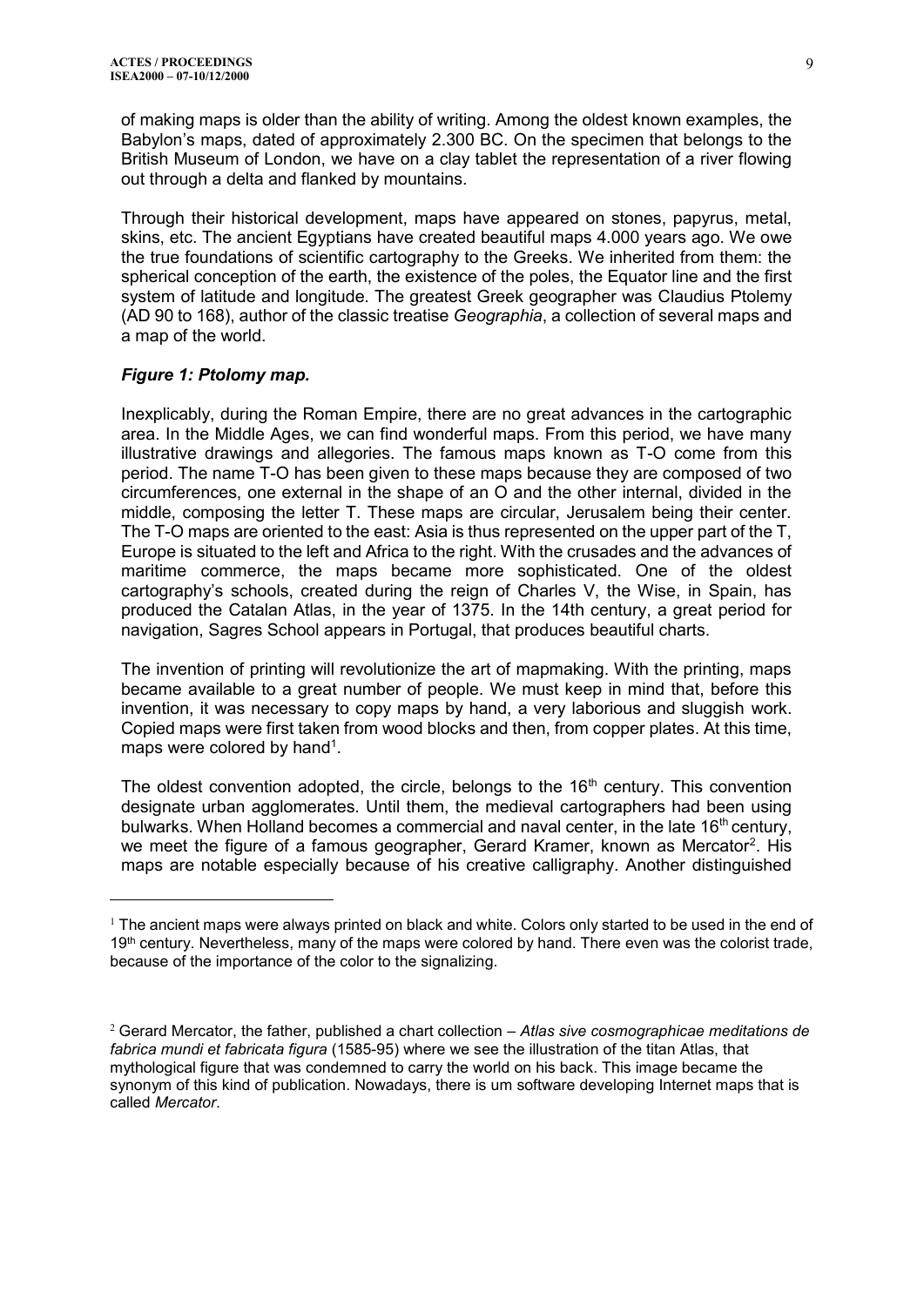of making maps is older than the ability of writing. Among the oldest known examples, the Babylon's maps, dated of approximately 2.300 BC. On the specimen that belongs to the British Museum of London, we have on a clay tablet the representation of a river flowing out through a delta and flanked by mountains.

Through their historical development, maps have appeared on stones, papyrus, metal, skins, etc. The ancient Egyptians have created beautiful maps 4.000 years ago. We owe the true foundations of scientific cartography to the Greeks. We inherited from them: the spherical conception of the earth, the existence of the poles, the Equator line and the first system of latitude and longitude. The greatest Greek geographer was Claudius Ptolemy (AD 90 to 168), author of the classic treatise *Geographia*, a collection of several maps and a map of the world.

***Figure 1: Ptolomy map.***

Inexplicably, during the Roman Empire, there are no great advances in the cartographic area. In the Middle Ages, we can find wonderful maps. From this period, we have many illustrative drawings and allegories. The famous maps known as T-O come from this period. The name T-O has been given to these maps because they are composed of two circumferences, one external in the shape of an O and the other internal, divided in the middle, composing the letter T. These maps are circular, Jerusalem being their center. The T-O maps are oriented to the east: Asia is thus represented on the upper part of the T, Europe is situated to the left and Africa to the right. With the crusades and the advances of maritime commerce, the maps became more sophisticated. One of the oldest cartography's schools, created during the reign of Charles V, the Wise, in Spain, has produced the Catalan Atlas, in the year of 1375. In the 14th century, a great period for navigation, Sagres School appears in Portugal, that produces beautiful charts.

The invention of printing will revolutionize the art of mapmaking. With the printing, maps became available to a great number of people. We must keep in mind that, before this invention, it was necessary to copy maps by hand, a very laborious and sluggish work. Copied maps were first taken from wood blocks and then, from copper plates. At this time, maps were colored by hand[1].

The oldest convention adopted, the circle, belongs to the 16th century. This convention designate urban agglomerates. Until them, the medieval cartographers had been using bulwarks. When Holland becomes a commercial and naval center, in the late 16th century, we meet the figure of a famous geographer, Gerard Kramer, known as Mercator[2]. His maps are notable especially because of his creative calligraphy. Another distinguished

---

[1] The ancient maps were always printed on black and white. Colors only started to be used in the end of 19th century. Nevertheless, many of the maps were colored by hand. There even was the colorist trade, because of the importance of the color to the signalizing.

[2] Gerard Mercator, the father, published a chart collection – *Atlas sive cosmographicae meditations de fabrica mundi et fabricata figura* (1585-95) where we see the illustration of the titan Atlas, that mythological figure that was condemned to carry the world on his back. This image became the synonym of this kind of publication. Nowadays, there is um software developing Internet maps that is called *Mercator*.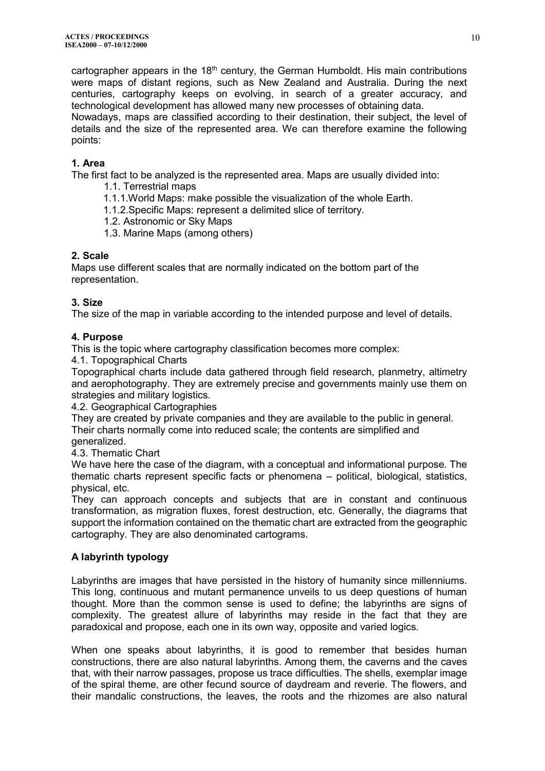cartographer appears in the 18th century, the German Humboldt. His main contributions were maps of distant regions, such as New Zealand and Australia. During the next centuries, cartography keeps on evolving, in search of a greater accuracy, and technological development has allowed many new processes of obtaining data.
Nowadays, maps are classified according to their destination, their subject, the level of details and the size of the represented area. We can therefore examine the following points:

**1. Area**

The first fact to be analyzed is the represented area. Maps are usually divided into:

- 1.1. Terrestrial maps
  - 1.1.1. World Maps: make possible the visualization of the whole Earth.
  - 1.1.2. Specific Maps: represent a delimited slice of territory.
- 1.2. Astronomic or Sky Maps
- 1.3. Marine Maps (among others)

**2. Scale**

Maps use different scales that are normally indicated on the bottom part of the representation.

**3. Size**

The size of the map in variable according to the intended purpose and level of details.

**4. Purpose**

This is the topic where cartography classification becomes more complex:

4.1. Topographical Charts

Topographical charts include data gathered through field research, planmetry, altimetry and aerophotography. They are extremely precise and governments mainly use them on strategies and military logistics.

4.2. Geographical Cartographies

They are created by private companies and they are available to the public in general. Their charts normally come into reduced scale; the contents are simplified and generalized.

4.3. Thematic Chart

We have here the case of the diagram, with a conceptual and informational purpose. The thematic charts represent specific facts or phenomena – political, biological, statistics, physical, etc.

They can approach concepts and subjects that are in constant and continuous transformation, as migration fluxes, forest destruction, etc. Generally, the diagrams that support the information contained on the thematic chart are extracted from the geographic cartography. They are also denominated cartograms.

## A labyrinth typology

Labyrinths are images that have persisted in the history of humanity since millenniums. This long, continuous and mutant permanence unveils to us deep questions of human thought. More than the common sense is used to define; the labyrinths are signs of complexity. The greatest allure of labyrinths may reside in the fact that they are paradoxical and propose, each one in its own way, opposite and varied logics.

When one speaks about labyrinths, it is good to remember that besides human constructions, there are also natural labyrinths. Among them, the caverns and the caves that, with their narrow passages, propose us trace difficulties. The shells, exemplar image of the spiral theme, are other fecund source of daydream and reverie. The flowers, and their mandalic constructions, the leaves, the roots and the rhizomes are also natural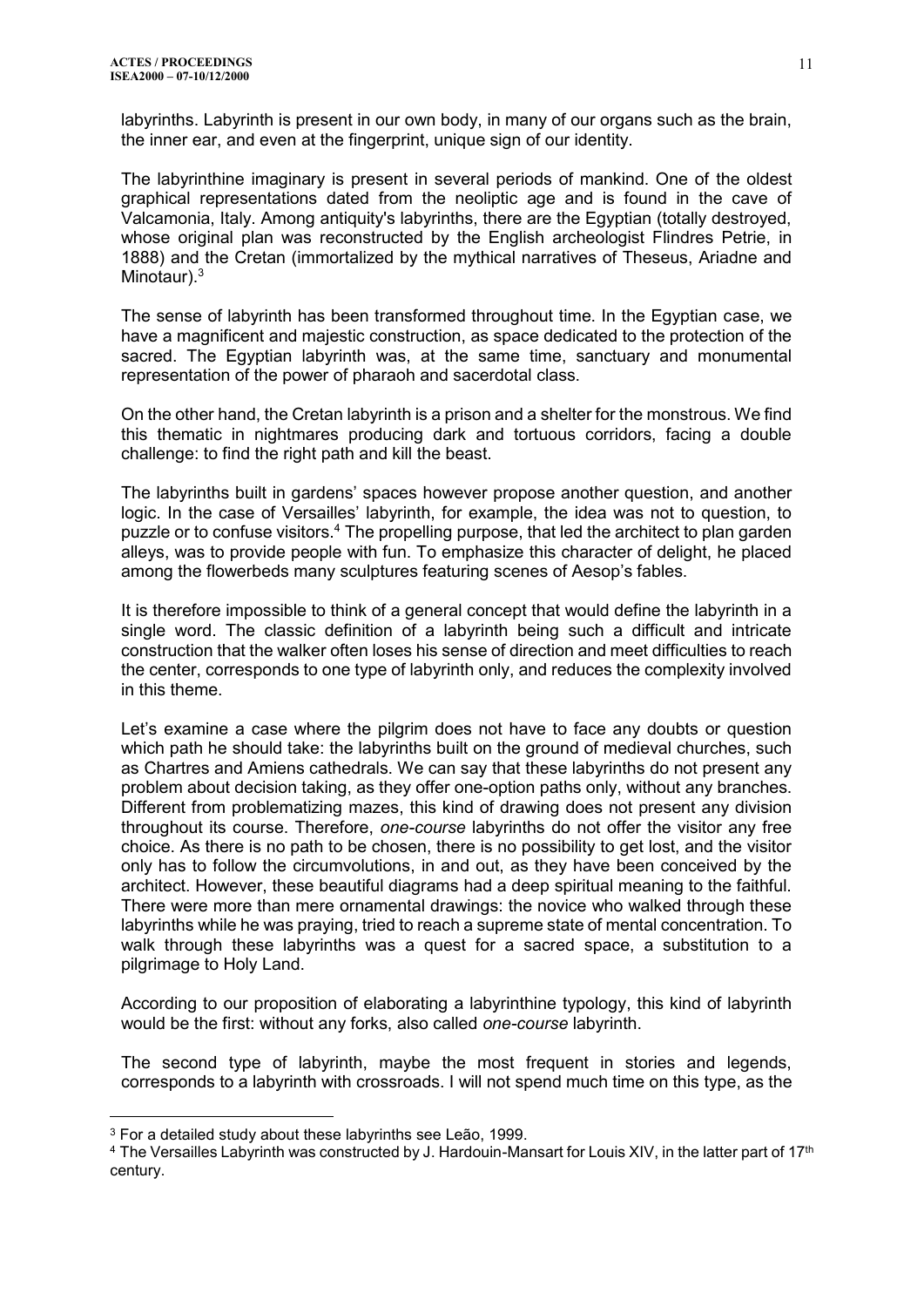labyrinths. Labyrinth is present in our own body, in many of our organs such as the brain, the inner ear, and even at the fingerprint, unique sign of our identity.

The labyrinthine imaginary is present in several periods of mankind. One of the oldest graphical representations dated from the neoliptic age and is found in the cave of Valcamonia, Italy. Among antiquity's labyrinths, there are the Egyptian (totally destroyed, whose original plan was reconstructed by the English archeologist Flindres Petrie, in 1888) and the Cretan (immortalized by the mythical narratives of Theseus, Ariadne and Minotaur).[3]

The sense of labyrinth has been transformed throughout time. In the Egyptian case, we have a magnificent and majestic construction, as space dedicated to the protection of the sacred. The Egyptian labyrinth was, at the same time, sanctuary and monumental representation of the power of pharaoh and sacerdotal class.

On the other hand, the Cretan labyrinth is a prison and a shelter for the monstrous. We find this thematic in nightmares producing dark and tortuous corridors, facing a double challenge: to find the right path and kill the beast.

The labyrinths built in gardens' spaces however propose another question, and another logic. In the case of Versailles' labyrinth, for example, the idea was not to question, to puzzle or to confuse visitors.[4] The propelling purpose, that led the architect to plan garden alleys, was to provide people with fun. To emphasize this character of delight, he placed among the flowerbeds many sculptures featuring scenes of Aesop's fables.

It is therefore impossible to think of a general concept that would define the labyrinth in a single word. The classic definition of a labyrinth being such a difficult and intricate construction that the walker often loses his sense of direction and meet difficulties to reach the center, corresponds to one type of labyrinth only, and reduces the complexity involved in this theme.

Let's examine a case where the pilgrim does not have to face any doubts or question which path he should take: the labyrinths built on the ground of medieval churches, such as Chartres and Amiens cathedrals. We can say that these labyrinths do not present any problem about decision taking, as they offer one-option paths only, without any branches. Different from problematizing mazes, this kind of drawing does not present any division throughout its course. Therefore, *one-course* labyrinths do not offer the visitor any free choice. As there is no path to be chosen, there is no possibility to get lost, and the visitor only has to follow the circumvolutions, in and out, as they have been conceived by the architect. However, these beautiful diagrams had a deep spiritual meaning to the faithful. There were more than mere ornamental drawings: the novice who walked through these labyrinths while he was praying, tried to reach a supreme state of mental concentration. To walk through these labyrinths was a quest for a sacred space, a substitution to a pilgrimage to Holy Land.

According to our proposition of elaborating a labyrinthine typology, this kind of labyrinth would be the first: without any forks, also called *one-course* labyrinth.

The second type of labyrinth, maybe the most frequent in stories and legends, corresponds to a labyrinth with crossroads. I will not spend much time on this type, as the

---

[3] For a detailed study about these labyrinths see Leão, 1999.

[4] The Versailles Labyrinth was constructed by J. Hardouin-Mansart for Louis XIV, in the latter part of 17th century.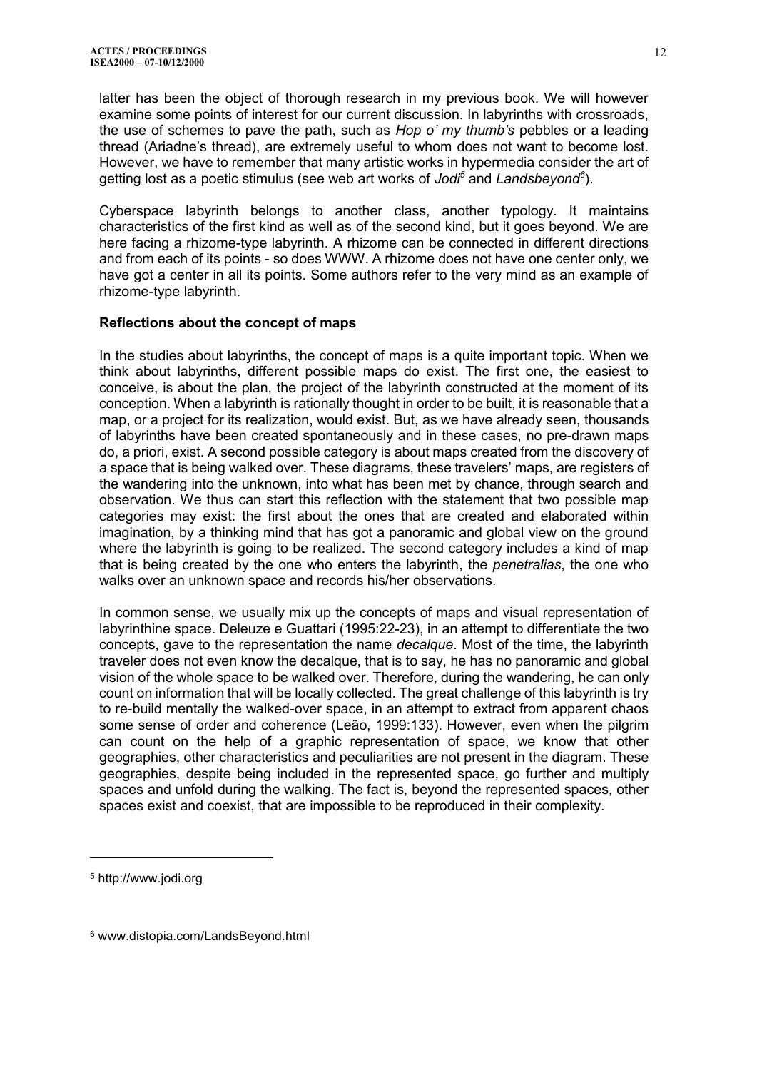latter has been the object of thorough research in my previous book. We will however examine some points of interest for our current discussion. In labyrinths with crossroads, the use of schemes to pave the path, such as *Hop o' my thumb's* pebbles or a leading thread (Ariadne's thread), are extremely useful to whom does not want to become lost. However, we have to remember that many artistic works in hypermedia consider the art of getting lost as a poetic stimulus (see web art works of *Jodi*[5] and *Landsbeyond*[6]).

Cyberspace labyrinth belongs to another class, another typology. It maintains characteristics of the first kind as well as of the second kind, but it goes beyond. We are here facing a rhizome-type labyrinth. A rhizome can be connected in different directions and from each of its points - so does WWW. A rhizome does not have one center only, we have got a center in all its points. Some authors refer to the very mind as an example of rhizome-type labyrinth.

### Reflections about the concept of maps

In the studies about labyrinths, the concept of maps is a quite important topic. When we think about labyrinths, different possible maps do exist. The first one, the easiest to conceive, is about the plan, the project of the labyrinth constructed at the moment of its conception. When a labyrinth is rationally thought in order to be built, it is reasonable that a map, or a project for its realization, would exist. But, as we have already seen, thousands of labyrinths have been created spontaneously and in these cases, no pre-drawn maps do, a priori, exist. A second possible category is about maps created from the discovery of a space that is being walked over. These diagrams, these travelers' maps, are registers of the wandering into the unknown, into what has been met by chance, through search and observation. We thus can start this reflection with the statement that two possible map categories may exist: the first about the ones that are created and elaborated within imagination, by a thinking mind that has got a panoramic and global view on the ground where the labyrinth is going to be realized. The second category includes a kind of map that is being created by the one who enters the labyrinth, the *penetralias*, the one who walks over an unknown space and records his/her observations.

In common sense, we usually mix up the concepts of maps and visual representation of labyrinthine space. Deleuze e Guattari (1995:22-23), in an attempt to differentiate the two concepts, gave to the representation the name *decalque*. Most of the time, the labyrinth traveler does not even know the decalque, that is to say, he has no panoramic and global vision of the whole space to be walked over. Therefore, during the wandering, he can only count on information that will be locally collected. The great challenge of this labyrinth is try to re-build mentally the walked-over space, in an attempt to extract from apparent chaos some sense of order and coherence (Leão, 1999:133). However, even when the pilgrim can count on the help of a graphic representation of space, we know that other geographies, other characteristics and peculiarities are not present in the diagram. These geographies, despite being included in the represented space, go further and multiply spaces and unfold during the walking. The fact is, beyond the represented spaces, other spaces exist and coexist, that are impossible to be reproduced in their complexity.

---

[5] http://www.jodi.org

[6] www.distopia.com/LandsBeyond.html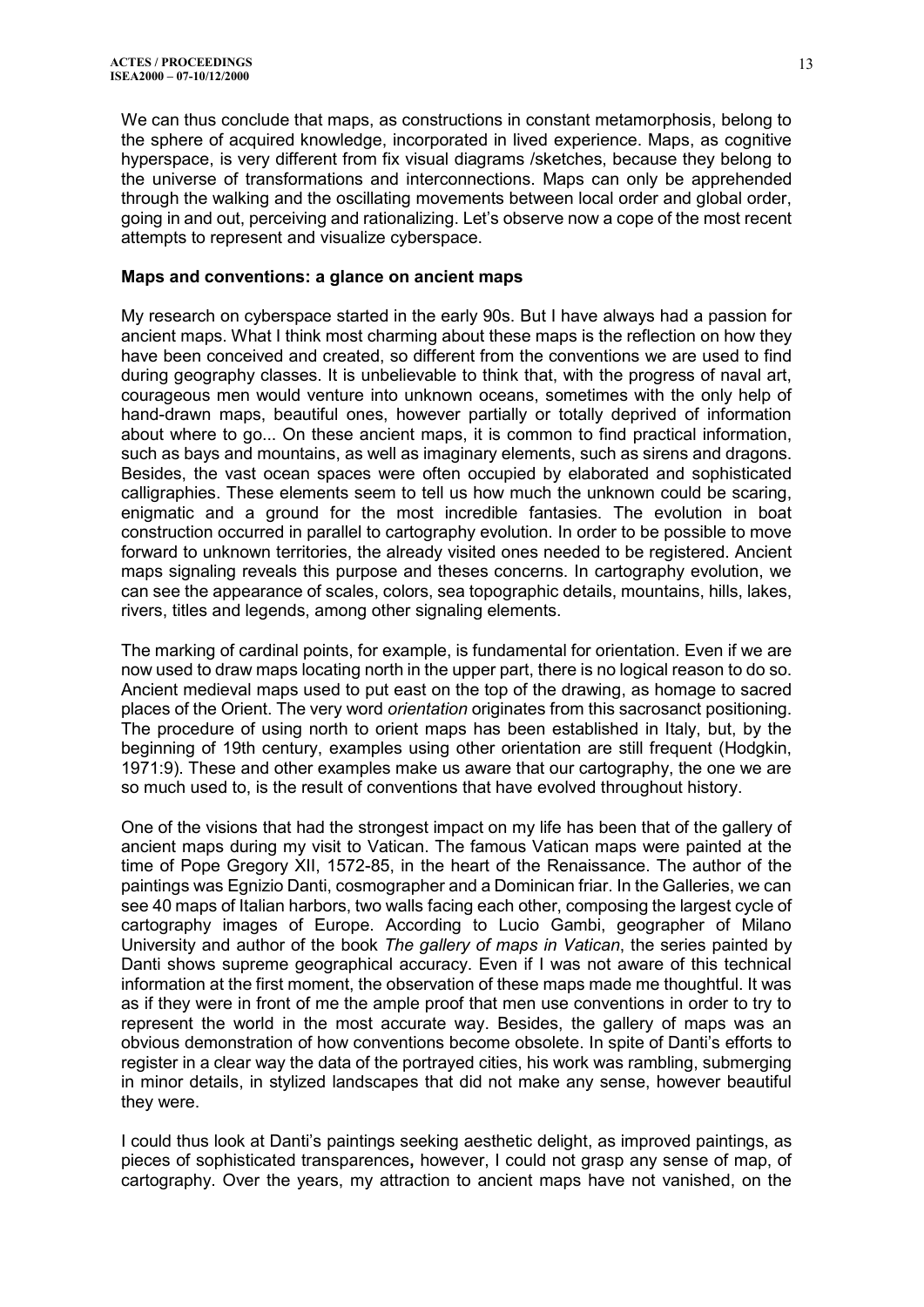We can thus conclude that maps, as constructions in constant metamorphosis, belong to the sphere of acquired knowledge, incorporated in lived experience. Maps, as cognitive hyperspace, is very different from fix visual diagrams /sketches, because they belong to the universe of transformations and interconnections. Maps can only be apprehended through the walking and the oscillating movements between local order and global order, going in and out, perceiving and rationalizing. Let's observe now a cope of the most recent attempts to represent and visualize cyberspace.

**Maps and conventions: a glance on ancient maps**

My research on cyberspace started in the early 90s. But I have always had a passion for ancient maps. What I think most charming about these maps is the reflection on how they have been conceived and created, so different from the conventions we are used to find during geography classes. It is unbelievable to think that, with the progress of naval art, courageous men would venture into unknown oceans, sometimes with the only help of hand-drawn maps, beautiful ones, however partially or totally deprived of information about where to go... On these ancient maps, it is common to find practical information, such as bays and mountains, as well as imaginary elements, such as sirens and dragons. Besides, the vast ocean spaces were often occupied by elaborated and sophisticated calligraphies. These elements seem to tell us how much the unknown could be scaring, enigmatic and a ground for the most incredible fantasies. The evolution in boat construction occurred in parallel to cartography evolution. In order to be possible to move forward to unknown territories, the already visited ones needed to be registered. Ancient maps signaling reveals this purpose and theses concerns. In cartography evolution, we can see the appearance of scales, colors, sea topographic details, mountains, hills, lakes, rivers, titles and legends, among other signaling elements.

The marking of cardinal points, for example, is fundamental for orientation. Even if we are now used to draw maps locating north in the upper part, there is no logical reason to do so. Ancient medieval maps used to put east on the top of the drawing, as homage to sacred places of the Orient. The very word *orientation* originates from this sacrosanct positioning. The procedure of using north to orient maps has been established in Italy, but, by the beginning of 19th century, examples using other orientation are still frequent (Hodgkin, 1971:9). These and other examples make us aware that our cartography, the one we are so much used to, is the result of conventions that have evolved throughout history.

One of the visions that had the strongest impact on my life has been that of the gallery of ancient maps during my visit to Vatican. The famous Vatican maps were painted at the time of Pope Gregory XII, 1572-85, in the heart of the Renaissance. The author of the paintings was Egnizio Danti, cosmographer and a Dominican friar. In the Galleries, we can see 40 maps of Italian harbors, two walls facing each other, composing the largest cycle of cartography images of Europe. According to Lucio Gambi, geographer of Milano University and author of the book *The gallery of maps in Vatican*, the series painted by Danti shows supreme geographical accuracy. Even if I was not aware of this technical information at the first moment, the observation of these maps made me thoughtful. It was as if they were in front of me the ample proof that men use conventions in order to try to represent the world in the most accurate way. Besides, the gallery of maps was an obvious demonstration of how conventions become obsolete. In spite of Danti's efforts to register in a clear way the data of the portrayed cities, his work was rambling, submerging in minor details, in stylized landscapes that did not make any sense, however beautiful they were.

I could thus look at Danti's paintings seeking aesthetic delight, as improved paintings, as pieces of sophisticated transparences**,** however, I could not grasp any sense of map, of cartography. Over the years, my attraction to ancient maps have not vanished, on the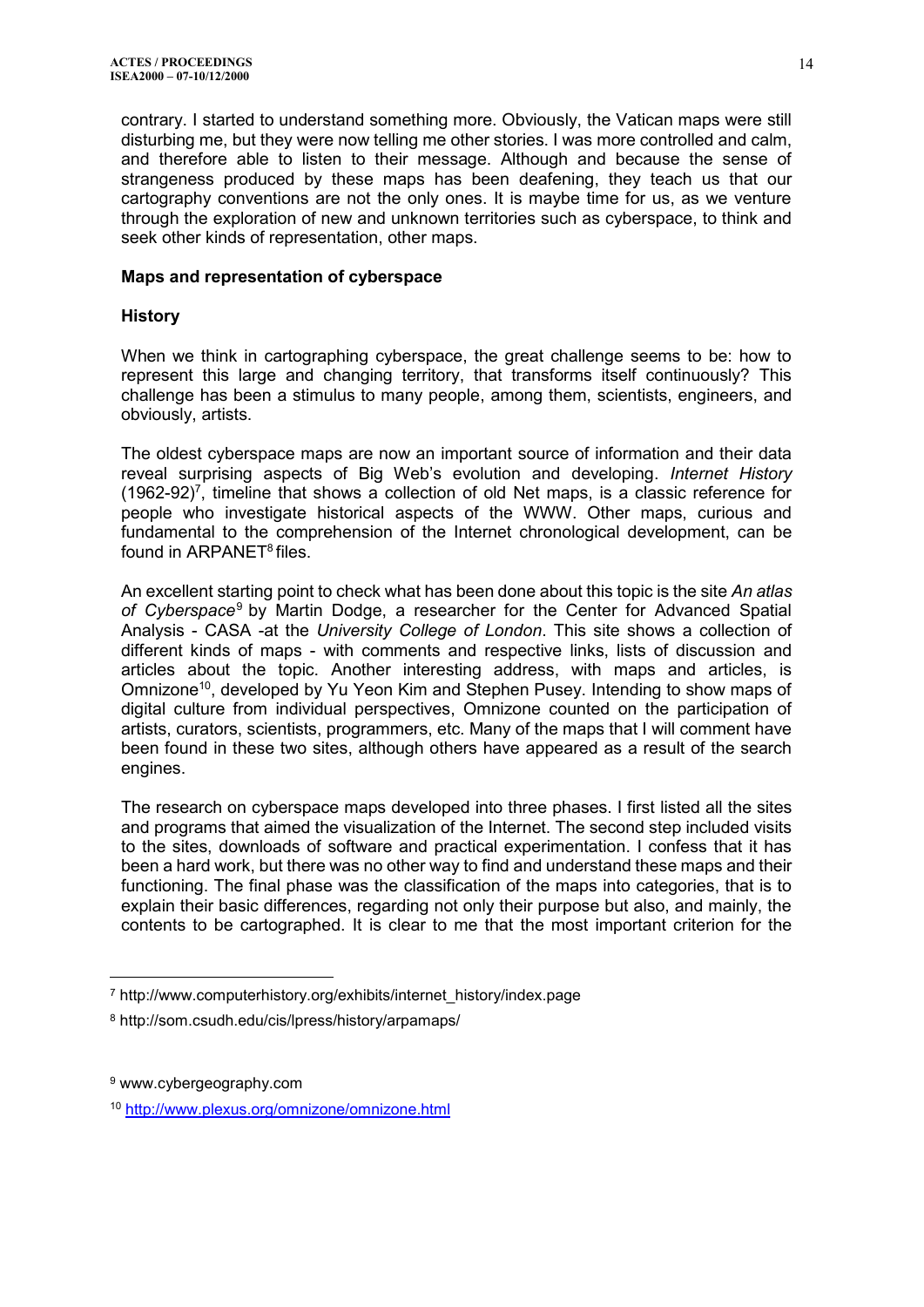contrary. I started to understand something more. Obviously, the Vatican maps were still disturbing me, but they were now telling me other stories. I was more controlled and calm, and therefore able to listen to their message. Although and because the sense of strangeness produced by these maps has been deafening, they teach us that our cartography conventions are not the only ones. It is maybe time for us, as we venture through the exploration of new and unknown territories such as cyberspace, to think and seek other kinds of representation, other maps.

**Maps and representation of cyberspace**

**History**

When we think in cartographing cyberspace, the great challenge seems to be: how to represent this large and changing territory, that transforms itself continuously? This challenge has been a stimulus to many people, among them, scientists, engineers, and obviously, artists.

The oldest cyberspace maps are now an important source of information and their data reveal surprising aspects of Big Web's evolution and developing. *Internet History* (1962-92)[7], timeline that shows a collection of old Net maps, is a classic reference for people who investigate historical aspects of the WWW. Other maps, curious and fundamental to the comprehension of the Internet chronological development, can be found in ARPANET[8] files.

An excellent starting point to check what has been done about this topic is the site *An atlas of Cyberspace*[9] by Martin Dodge, a researcher for the Center for Advanced Spatial Analysis - CASA -at the *University College of London*. This site shows a collection of different kinds of maps - with comments and respective links, lists of discussion and articles about the topic. Another interesting address, with maps and articles, is Omnizone[10], developed by Yu Yeon Kim and Stephen Pusey. Intending to show maps of digital culture from individual perspectives, Omnizone counted on the participation of artists, curators, scientists, programmers, etc. Many of the maps that I will comment have been found in these two sites, although others have appeared as a result of the search engines.

The research on cyberspace maps developed into three phases. I first listed all the sites and programs that aimed the visualization of the Internet. The second step included visits to the sites, downloads of software and practical experimentation. I confess that it has been a hard work, but there was no other way to find and understand these maps and their functioning. The final phase was the classification of the maps into categories, that is to explain their basic differences, regarding not only their purpose but also, and mainly, the contents to be cartographed. It is clear to me that the most important criterion for the

---

[7] http://www.computerhistory.org/exhibits/internet_history/index.page

[8] http://som.csudh.edu/cis/lpress/history/arpamaps/

[9] www.cybergeography.com

[10] http://www.plexus.org/omnizone/omnizone.html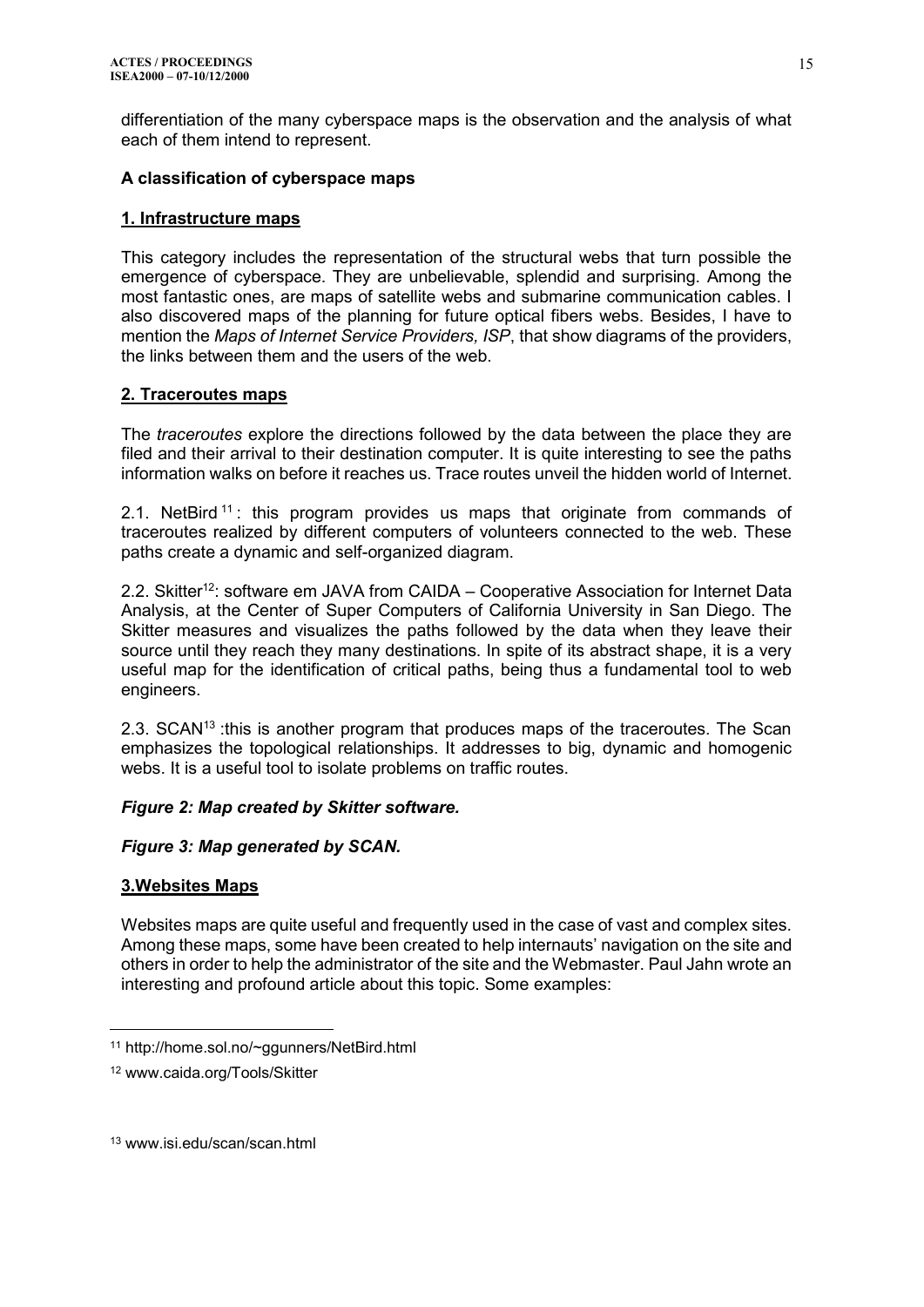differentiation of the many cyberspace maps is the observation and the analysis of what each of them intend to represent.

### A classification of cyberspace maps

#### 1. Infrastructure maps

This category includes the representation of the structural webs that turn possible the emergence of cyberspace. They are unbelievable, splendid and surprising. Among the most fantastic ones, are maps of satellite webs and submarine communication cables. I also discovered maps of the planning for future optical fibers webs. Besides, I have to mention the *Maps of Internet Service Providers, ISP*, that show diagrams of the providers, the links between them and the users of the web.

#### 2. Traceroutes maps

The *traceroutes* explore the directions followed by the data between the place they are filed and their arrival to their destination computer. It is quite interesting to see the paths information walks on before it reaches us. Trace routes unveil the hidden world of Internet.

2.1. NetBird[11]: this program provides us maps that originate from commands of traceroutes realized by different computers of volunteers connected to the web. These paths create a dynamic and self-organized diagram.

2.2. Skitter[12]: software em JAVA from CAIDA – Cooperative Association for Internet Data Analysis, at the Center of Super Computers of California University in San Diego. The Skitter measures and visualizes the paths followed by the data when they leave their source until they reach they many destinations. In spite of its abstract shape, it is a very useful map for the identification of critical paths, being thus a fundamental tool to web engineers.

2.3. SCAN[13] :this is another program that produces maps of the traceroutes. The Scan emphasizes the topological relationships. It addresses to big, dynamic and homogenic webs. It is a useful tool to isolate problems on traffic routes.

***Figure 2: Map created by Skitter software.***

***Figure 3: Map generated by SCAN.***

#### 3.Websites Maps

Websites maps are quite useful and frequently used in the case of vast and complex sites. Among these maps, some have been created to help internauts' navigation on the site and others in order to help the administrator of the site and the Webmaster. Paul Jahn wrote an interesting and profound article about this topic. Some examples:

---

[11] http://home.sol.no/~ggunners/NetBird.html

[12] www.caida.org/Tools/Skitter

[13] www.isi.edu/scan/scan.html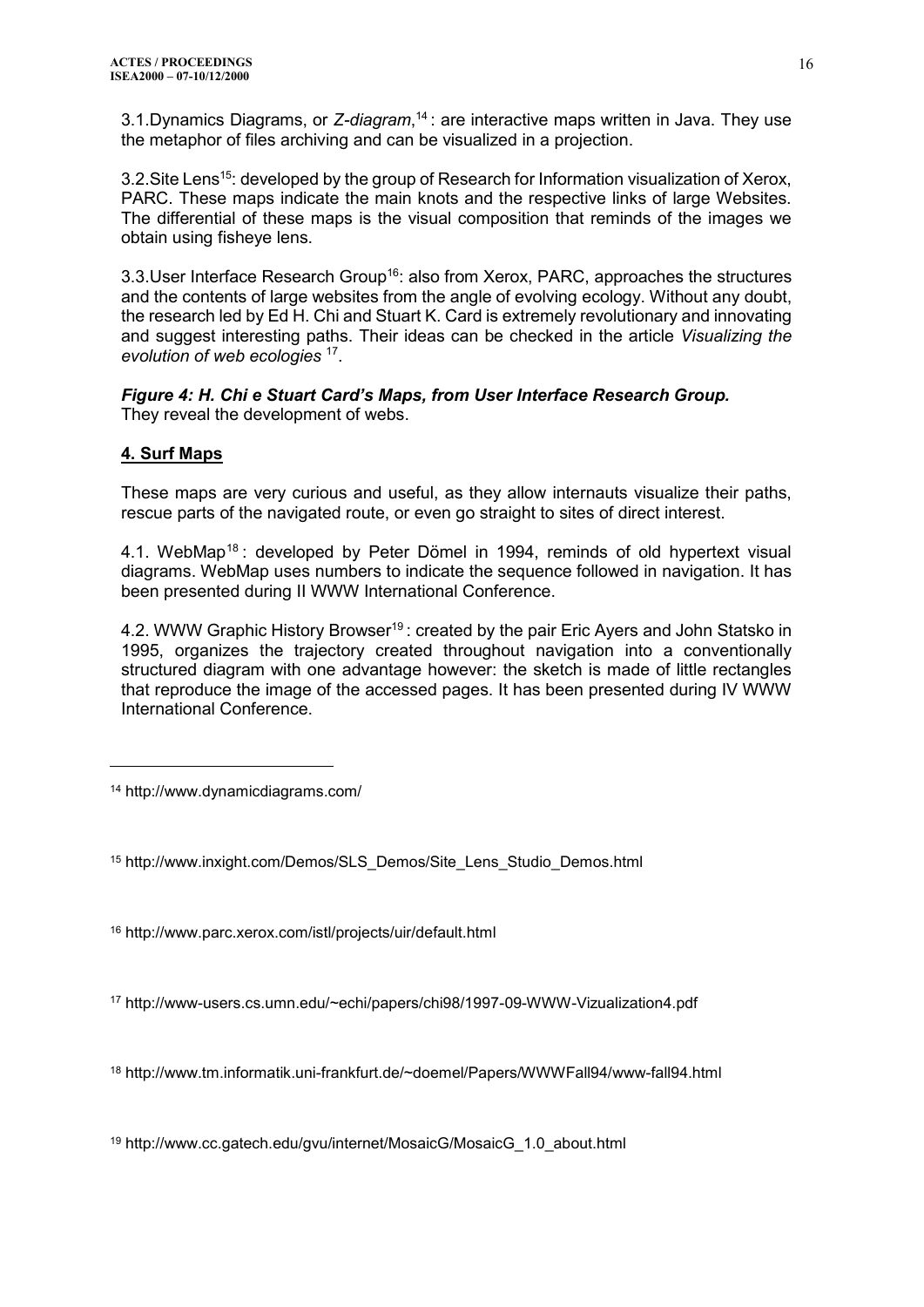3.1.Dynamics Diagrams, or *Z-diagram*,[14] : are interactive maps written in Java. They use the metaphor of files archiving and can be visualized in a projection.

3.2.Site Lens[15]: developed by the group of Research for Information visualization of Xerox, PARC. These maps indicate the main knots and the respective links of large Websites. The differential of these maps is the visual composition that reminds of the images we obtain using fisheye lens.

3.3.User Interface Research Group[16]: also from Xerox, PARC, approaches the structures and the contents of large websites from the angle of evolving ecology. Without any doubt, the research led by Ed H. Chi and Stuart K. Card is extremely revolutionary and innovating and suggest interesting paths. Their ideas can be checked in the article *Visualizing the evolution of web ecologies* [17].

***Figure 4: H. Chi e Stuart Card's Maps, from User Interface Research Group.*** They reveal the development of webs.

## 4. Surf Maps

These maps are very curious and useful, as they allow internauts visualize their paths, rescue parts of the navigated route, or even go straight to sites of direct interest.

4.1. WebMap[18] : developed by Peter Dömel in 1994, reminds of old hypertext visual diagrams. WebMap uses numbers to indicate the sequence followed in navigation. It has been presented during II WWW International Conference.

4.2. WWW Graphic History Browser[19] : created by the pair Eric Ayers and John Statsko in 1995, organizes the trajectory created throughout navigation into a conventionally structured diagram with one advantage however: the sketch is made of little rectangles that reproduce the image of the accessed pages. It has been presented during IV WWW International Conference.

---

[14] http://www.dynamicdiagrams.com/

[15] http://www.inxight.com/Demos/SLS_Demos/Site_Lens_Studio_Demos.html

[16] http://www.parc.xerox.com/istl/projects/uir/default.html

[17] http://www-users.cs.umn.edu/~echi/papers/chi98/1997-09-WWW-Vizualization4.pdf

[18] http://www.tm.informatik.uni-frankfurt.de/~doemel/Papers/WWWFall94/www-fall94.html

[19] http://www.cc.gatech.edu/gvu/internet/MosaicG/MosaicG_1.0_about.html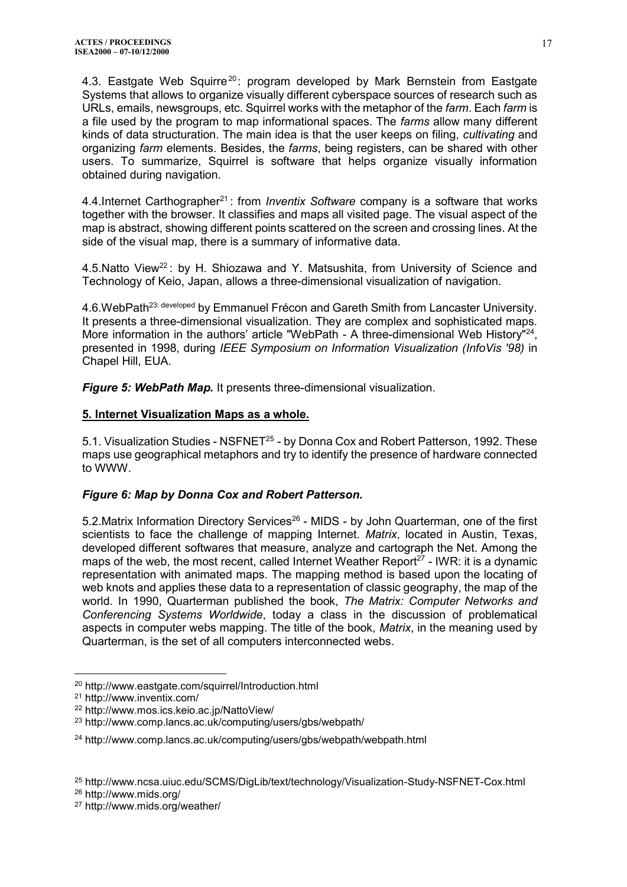4.3. Eastgate Web Squirre[20]: program developed by Mark Bernstein from Eastgate Systems that allows to organize visually different cyberspace sources of research such as URLs, emails, newsgroups, etc. Squirrel works with the metaphor of the *farm*. Each *farm* is a file used by the program to map informational spaces. The *farms* allow many different kinds of data structuration. The main idea is that the user keeps on filing, *cultivating* and organizing *farm* elements. Besides, the *farms*, being registers, can be shared with other users. To summarize, Squirrel is software that helps organize visually information obtained during navigation.

4.4.Internet Carthographer[21]: from *Inventix Software* company is a software that works together with the browser. It classifies and maps all visited page. The visual aspect of the map is abstract, showing different points scattered on the screen and crossing lines. At the side of the visual map, there is a summary of informative data.

4.5.Natto View[22]: by H. Shiozawa and Y. Matsushita, from University of Science and Technology of Keio, Japan, allows a three-dimensional visualization of navigation.

4.6.WebPath[23: developed] by Emmanuel Frécon and Gareth Smith from Lancaster University. It presents a three-dimensional visualization. They are complex and sophisticated maps. More information in the authors' article "WebPath - A three-dimensional Web History"[24], presented in 1998, during *IEEE Symposium on Information Visualization (InfoVis '98)* in Chapel Hill, EUA.

***Figure 5: WebPath Map.*** It presents three-dimensional visualization.

## 5. Internet Visualization Maps as a whole.

5.1. Visualization Studies - NSFNET[25] - by Donna Cox and Robert Patterson, 1992. These maps use geographical metaphors and try to identify the presence of hardware connected to WWW.

***Figure 6: Map by Donna Cox and Robert Patterson.***

5.2.Matrix Information Directory Services[26] - MIDS - by John Quarterman, one of the first scientists to face the challenge of mapping Internet. *Matrix*, located in Austin, Texas, developed different softwares that measure, analyze and cartograph the Net. Among the maps of the web, the most recent, called Internet Weather Report[27] - IWR: it is a dynamic representation with animated maps. The mapping method is based upon the locating of web knots and applies these data to a representation of classic geography, the map of the world. In 1990, Quarterman published the book, *The Matrix: Computer Networks and Conferencing Systems Worldwide*, today a class in the discussion of problematical aspects in computer webs mapping. The title of the book, *Matrix*, in the meaning used by Quarterman, is the set of all computers interconnected webs.

---

[20] http://www.eastgate.com/squirrel/Introduction.html

[21] http://www.inventix.com/

[22] http://www.mos.ics.keio.ac.jp/NattoView/

[23] http://www.comp.lancs.ac.uk/computing/users/gbs/webpath/

[24] http://www.comp.lancs.ac.uk/computing/users/gbs/webpath/webpath.html

[25] http://www.ncsa.uiuc.edu/SCMS/DigLib/text/technology/Visualization-Study-NSFNET-Cox.html

[26] http://www.mids.org/

[27] http://www.mids.org/weather/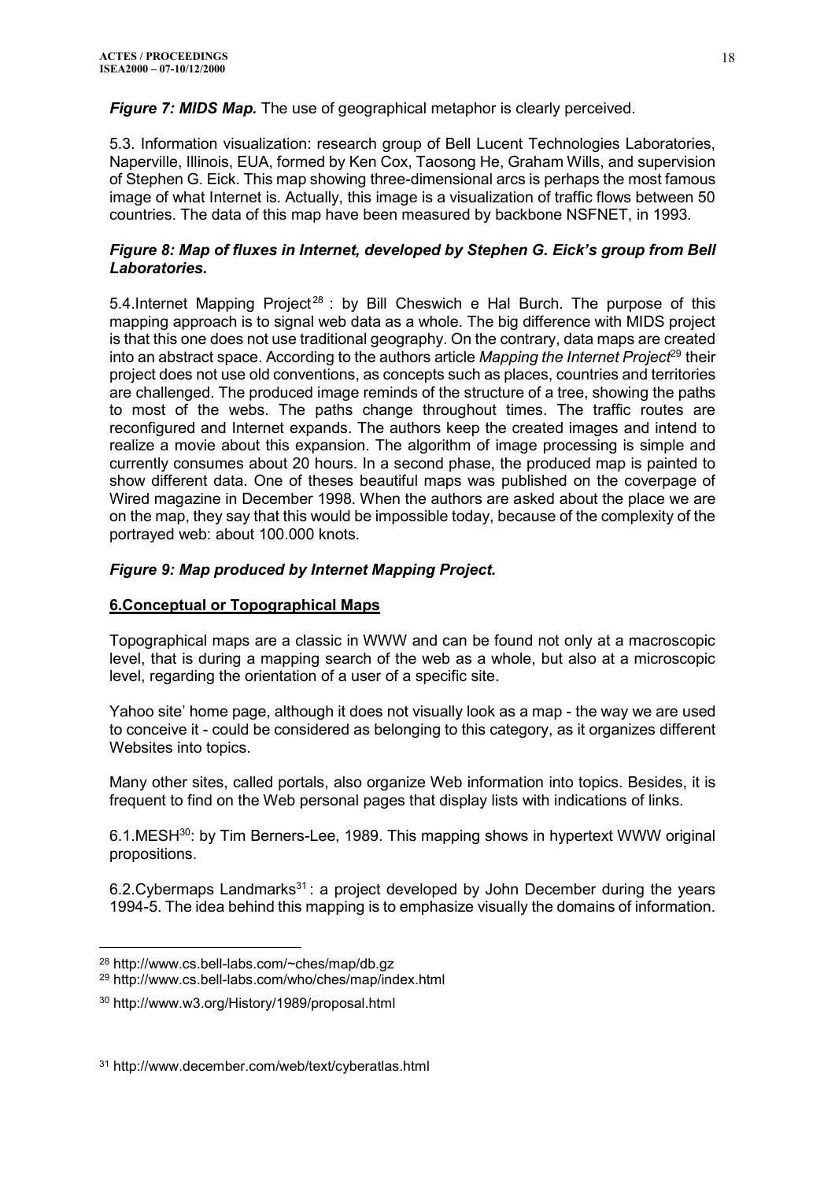***Figure 7: MIDS Map.*** The use of geographical metaphor is clearly perceived.

5.3. Information visualization: research group of Bell Lucent Technologies Laboratories, Naperville, Illinois, EUA, formed by Ken Cox, Taosong He, Graham Wills, and supervision of Stephen G. Eick. This map showing three-dimensional arcs is perhaps the most famous image of what Internet is. Actually, this image is a visualization of traffic flows between 50 countries. The data of this map have been measured by backbone NSFNET, in 1993.

***Figure 8: Map of fluxes in Internet, developed by Stephen G. Eick's group from Bell Laboratories.***

5.4.Internet Mapping Project[28] : by Bill Cheswich e Hal Burch. The purpose of this mapping approach is to signal web data as a whole. The big difference with MIDS project is that this one does not use traditional geography. On the contrary, data maps are created into an abstract space. According to the authors article *Mapping the Internet Project*[29] their project does not use old conventions, as concepts such as places, countries and territories are challenged. The produced image reminds of the structure of a tree, showing the paths to most of the webs. The paths change throughout times. The traffic routes are reconfigured and Internet expands. The authors keep the created images and intend to realize a movie about this expansion. The algorithm of image processing is simple and currently consumes about 20 hours. In a second phase, the produced map is painted to show different data. One of theses beautiful maps was published on the coverpage of Wired magazine in December 1998. When the authors are asked about the place we are on the map, they say that this would be impossible today, because of the complexity of the portrayed web: about 100.000 knots.

***Figure 9: Map produced by Internet Mapping Project.***

## 6.Conceptual or Topographical Maps

Topographical maps are a classic in WWW and can be found not only at a macroscopic level, that is during a mapping search of the web as a whole, but also at a microscopic level, regarding the orientation of a user of a specific site.

Yahoo site' home page, although it does not visually look as a map - the way we are used to conceive it - could be considered as belonging to this category, as it organizes different Websites into topics.

Many other sites, called portals, also organize Web information into topics. Besides, it is frequent to find on the Web personal pages that display lists with indications of links.

6.1.MESH[30]: by Tim Berners-Lee, 1989. This mapping shows in hypertext WWW original propositions.

6.2.Cybermaps Landmarks[31] : a project developed by John December during the years 1994-5. The idea behind this mapping is to emphasize visually the domains of information.

---

[28] http://www.cs.bell-labs.com/~ches/map/db.gz

[29] http://www.cs.bell-labs.com/who/ches/map/index.html

[30] http://www.w3.org/History/1989/proposal.html

[31] http://www.december.com/web/text/cyberatlas.html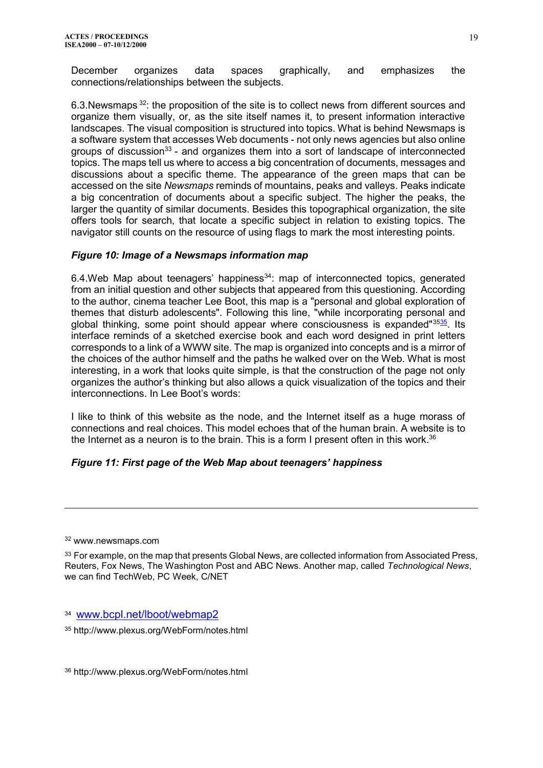December organizes data spaces graphically, and emphasizes the connections/relationships between the subjects.

6.3.Newsmaps [32]: the proposition of the site is to collect news from different sources and organize them visually, or, as the site itself names it, to present information interactive landscapes. The visual composition is structured into topics. What is behind Newsmaps is a software system that accesses Web documents - not only news agencies but also online groups of discussion[33] - and organizes them into a sort of landscape of interconnected topics. The maps tell us where to access a big concentration of documents, messages and discussions about a specific theme. The appearance of the green maps that can be accessed on the site *Newsmaps* reminds of mountains, peaks and valleys. Peaks indicate a big concentration of documents about a specific subject. The higher the peaks, the larger the quantity of similar documents. Besides this topographical organization, the site offers tools for search, that locate a specific subject in relation to existing topics. The navigator still counts on the resource of using flags to mark the most interesting points.

***Figure 10: Image of a Newsmaps information map***

6.4.Web Map about teenagers' happiness[34]: map of interconnected topics, generated from an initial question and other subjects that appeared from this questioning. According to the author, cinema teacher Lee Boot, this map is a "personal and global exploration of themes that disturb adolescents". Following this line, "while incorporating personal and global thinking, some point should appear where consciousness is expanded"[35][35]. Its interface reminds of a sketched exercise book and each word designed in print letters corresponds to a link of a WWW site. The map is organized into concepts and is a mirror of the choices of the author himself and the paths he walked over on the Web. What is most interesting, in a work that looks quite simple, is that the construction of the page not only organizes the author's thinking but also allows a quick visualization of the topics and their interconnections. In Lee Boot's words:

I like to think of this website as the node, and the Internet itself as a huge morass of connections and real choices. This model echoes that of the human brain. A website is to the Internet as a neuron is to the brain. This is a form I present often in this work.[36]

***Figure 11: First page of the Web Map about teenagers' happiness***

---

[32] www.newsmaps.com

[33] For example, on the map that presents Global News, are collected information from Associated Press, Reuters, Fox News, The Washington Post and ABC News. Another map, called *Technological News*, we can find TechWeb, PC Week, C/NET

[34] www.bcpl.net/lboot/webmap2

[35] http://www.plexus.org/WebForm/notes.html

[36] http://www.plexus.org/WebForm/notes.html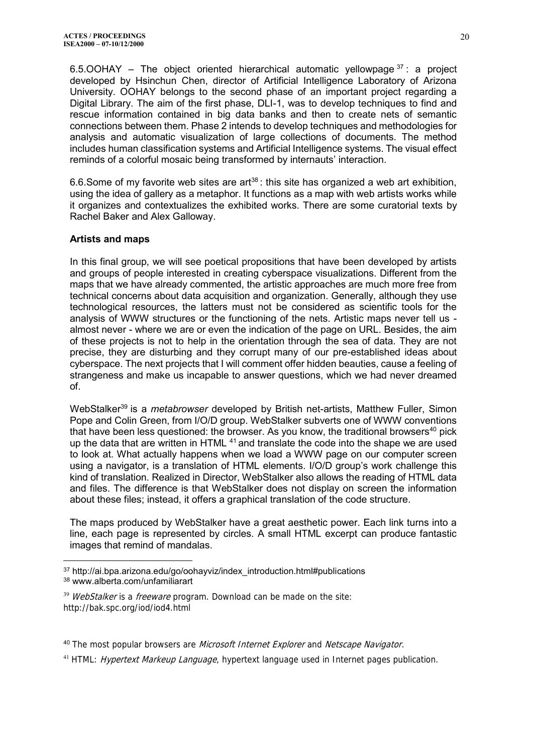6.5.OOHAY – The object oriented hierarchical automatic yellowpage [37]: a project developed by Hsinchun Chen, director of Artificial Intelligence Laboratory of Arizona University. OOHAY belongs to the second phase of an important project regarding a Digital Library. The aim of the first phase, DLI-1, was to develop techniques to find and rescue information contained in big data banks and then to create nets of semantic connections between them. Phase 2 intends to develop techniques and methodologies for analysis and automatic visualization of large collections of documents. The method includes human classification systems and Artificial Intelligence systems. The visual effect reminds of a colorful mosaic being transformed by internauts' interaction.

6.6.Some of my favorite web sites are art[38]: this site has organized a web art exhibition, using the idea of gallery as a metaphor. It functions as a map with web artists works while it organizes and contextualizes the exhibited works. There are some curatorial texts by Rachel Baker and Alex Galloway.

**Artists and maps**

In this final group, we will see poetical propositions that have been developed by artists and groups of people interested in creating cyberspace visualizations. Different from the maps that we have already commented, the artistic approaches are much more free from technical concerns about data acquisition and organization. Generally, although they use technological resources, the latters must not be considered as scientific tools for the analysis of WWW structures or the functioning of the nets. Artistic maps never tell us - almost never - where we are or even the indication of the page on URL. Besides, the aim of these projects is not to help in the orientation through the sea of data. They are not precise, they are disturbing and they corrupt many of our pre-established ideas about cyberspace. The next projects that I will comment offer hidden beauties, cause a feeling of strangeness and make us incapable to answer questions, which we had never dreamed of.

WebStalker[39] is a *metabrowser* developed by British net-artists, Matthew Fuller, Simon Pope and Colin Green, from I/O/D group. WebStalker subverts one of WWW conventions that have been less questioned: the browser. As you know, the traditional browsers[40] pick up the data that are written in HTML [41] and translate the code into the shape we are used to look at. What actually happens when we load a WWW page on our computer screen using a navigator, is a translation of HTML elements. I/O/D group's work challenge this kind of translation. Realized in Director, WebStalker also allows the reading of HTML data and files. The difference is that WebStalker does not display on screen the information about these files; instead, it offers a graphical translation of the code structure.

The maps produced by WebStalker have a great aesthetic power. Each link turns into a line, each page is represented by circles. A small HTML excerpt can produce fantastic images that remind of mandalas.

---

[37] http://ai.bpa.arizona.edu/go/oohayviz/index_introduction.html#publications

[38] www.alberta.com/unfamiliarart

[39] *WebStalker* is a *freeware* program. Download can be made on the site: http://bak.spc.org/iod/iod4.html

[40] The most popular browsers are *Microsoft Internet Explorer* and *Netscape Navigator*.

[41] HTML: *Hypertext Markeup Language*, hypertext language used in Internet pages publication.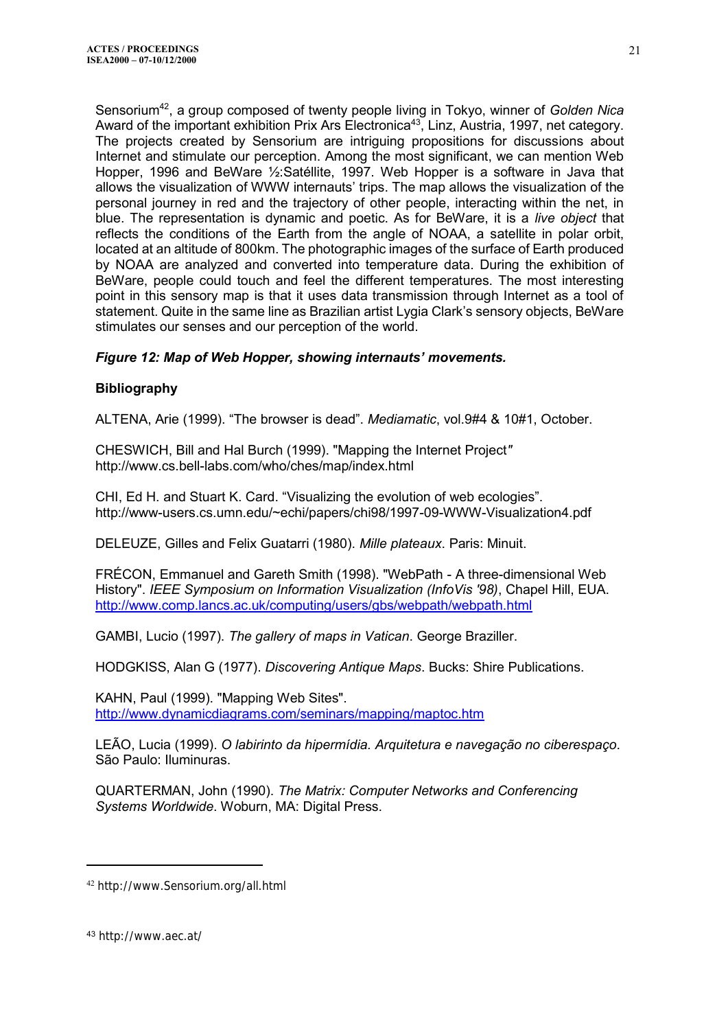Sensorium[42], a group composed of twenty people living in Tokyo, winner of *Golden Nica* Award of the important exhibition Prix Ars Electronica[43], Linz, Austria, 1997, net category. The projects created by Sensorium are intriguing propositions for discussions about Internet and stimulate our perception. Among the most significant, we can mention Web Hopper, 1996 and BeWare ½:Satéllite, 1997. Web Hopper is a software in Java that allows the visualization of WWW internauts' trips. The map allows the visualization of the personal journey in red and the trajectory of other people, interacting within the net, in blue. The representation is dynamic and poetic. As for BeWare, it is a *live object* that reflects the conditions of the Earth from the angle of NOAA, a satellite in polar orbit, located at an altitude of 800km. The photographic images of the surface of Earth produced by NOAA are analyzed and converted into temperature data. During the exhibition of BeWare, people could touch and feel the different temperatures. The most interesting point in this sensory map is that it uses data transmission through Internet as a tool of statement. Quite in the same line as Brazilian artist Lygia Clark's sensory objects, BeWare stimulates our senses and our perception of the world.

***Figure 12: Map of Web Hopper, showing internauts' movements.***

**Bibliography**

ALTENA, Arie (1999). "The browser is dead". *Mediamatic*, vol.9#4 & 10#1, October.

CHESWICH, Bill and Hal Burch (1999). "Mapping the Internet Project" http://www.cs.bell-labs.com/who/ches/map/index.html

CHI, Ed H. and Stuart K. Card. "Visualizing the evolution of web ecologies". http://www-users.cs.umn.edu/~echi/papers/chi98/1997-09-WWW-Visualization4.pdf

DELEUZE, Gilles and Felix Guatarri (1980). *Mille plateaux*. Paris: Minuit.

FRÉCON, Emmanuel and Gareth Smith (1998). "WebPath - A three-dimensional Web History". *IEEE Symposium on Information Visualization (InfoVis '98)*, Chapel Hill, EUA. http://www.comp.lancs.ac.uk/computing/users/gbs/webpath/webpath.html

GAMBI, Lucio (1997). *The gallery of maps in Vatican*. George Braziller.

HODGKISS, Alan G (1977). *Discovering Antique Maps*. Bucks: Shire Publications.

KAHN, Paul (1999). "Mapping Web Sites". http://www.dynamicdiagrams.com/seminars/mapping/maptoc.htm

LEÃO, Lucia (1999). *O labirinto da hipermídia. Arquitetura e navegação no ciberespaço*. São Paulo: Iluminuras.

QUARTERMAN, John (1990). *The Matrix: Computer Networks and Conferencing Systems Worldwide*. Woburn, MA: Digital Press.

[42] http://www.Sensorium.org/all.html

[43] http://www.aec.at/